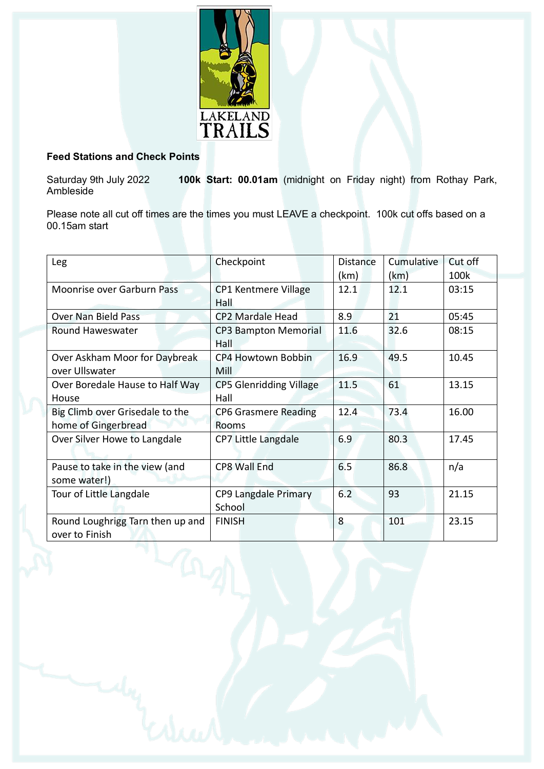LAKELAND TRAILS

**Feed Stations and Check Points**

Saturday 9th July 2022 **100k Start: 00.01am** (midnight on Friday night) from Rothay Park, Ambleside

Please note all cut off times are the times you must LEAVE a checkpoint. 100k cut offs based on a 00.15am start

| Leg | Checkpoint | Distance (km) | Cumulative (km) | Cut off 100k |
|---|---|---|---|---|
| Moonrise over Garburn Pass | CP1 Kentmere Village Hall | 12.1 | 12.1 | 03:15 |
| Over Nan Bield Pass | CP2 Mardale Head | 8.9 | 21 | 05:45 |
| Round Haweswater | CP3 Bampton Memorial Hall | 11.6 | 32.6 | 08:15 |
| Over Askham Moor for Daybreak over Ullswater | CP4 Howtown Bobbin Mill | 16.9 | 49.5 | 10.45 |
| Over Boredale Hause to Half Way House | CP5 Glenridding Village Hall | 11.5 | 61 | 13.15 |
| Big Climb over Grisedale to the home of Gingerbread | CP6 Grasmere Reading Rooms | 12.4 | 73.4 | 16.00 |
| Over Silver Howe to Langdale | CP7 Little Langdale | 6.9 | 80.3 | 17.45 |
| Pause to take in the view (and some water!) | CP8 Wall End | 6.5 | 86.8 | n/a |
| Tour of Little Langdale | CP9 Langdale Primary School | 6.2 | 93 | 21.15 |
| Round Loughrigg Tarn then up and over to Finish | FINISH | 8 | 101 | 23.15 |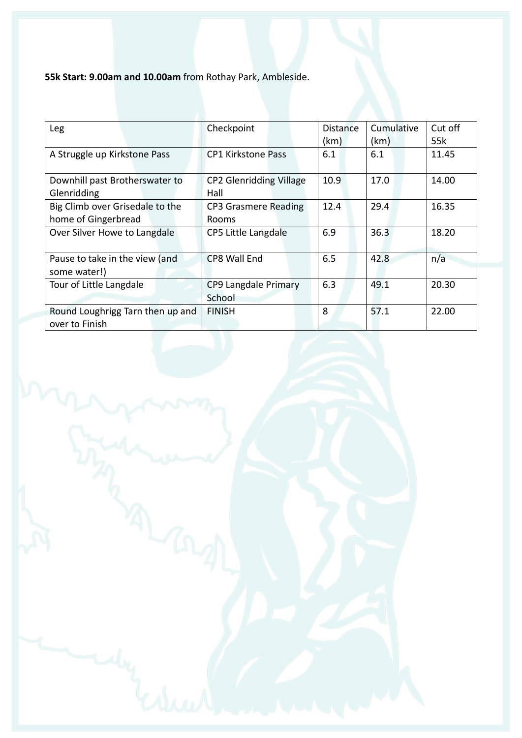**55k Start: 9.00am and 10.00am** from Rothay Park, Ambleside.

| Leg | Checkpoint | Distance (km) | Cumulative (km) | Cut off 55k |
|---|---|---|---|---|
| A Struggle up Kirkstone Pass | CP1 Kirkstone Pass | 6.1 | 6.1 | 11.45 |
| Downhill past Brotherswater to Glenridding | CP2 Glenridding Village Hall | 10.9 | 17.0 | 14.00 |
| Big Climb over Grisedale to the home of Gingerbread | CP3 Grasmere Reading Rooms | 12.4 | 29.4 | 16.35 |
| Over Silver Howe to Langdale | CP5 Little Langdale | 6.9 | 36.3 | 18.20 |
| Pause to take in the view (and some water!) | CP8 Wall End | 6.5 | 42.8 | n/a |
| Tour of Little Langdale | CP9 Langdale Primary School | 6.3 | 49.1 | 20.30 |
| Round Loughrigg Tarn then up and over to Finish | FINISH | 8 | 57.1 | 22.00 |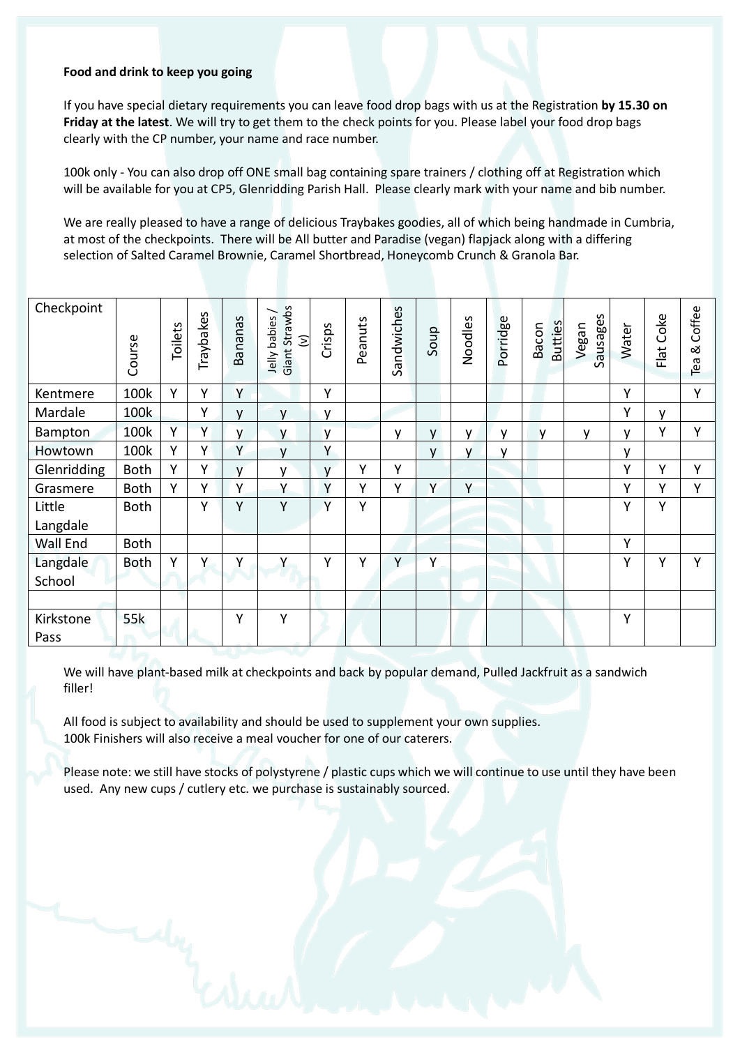**Food and drink to keep you going**

If you have special dietary requirements you can leave food drop bags with us at the Registration **by 15.30 on Friday at the latest**. We will try to get them to the check points for you. Please label your food drop bags clearly with the CP number, your name and race number.

100k only - You can also drop off ONE small bag containing spare trainers / clothing off at Registration which will be available for you at CP5, Glenridding Parish Hall. Please clearly mark with your name and bib number.

We are really pleased to have a range of delicious Traybakes goodies, all of which being handmade in Cumbria, at most of the checkpoints. There will be All butter and Paradise (vegan) flapjack along with a differing selection of Salted Caramel Brownie, Caramel Shortbread, Honeycomb Crunch & Granola Bar.

| Checkpoint | Course | Toilets | Traybakes | Bananas | Jelly babies / Giant Strawbs (v) | Crisps | Peanuts | Sandwiches | Soup | Noodles | Porridge | Bacon Butties | Vegan Sausages | Water | Flat Coke | Tea & Coffee |
|---|---|---|---|---|---|---|---|---|---|---|---|---|---|---|---|---|
| Kentmere | 100k | Y | Y | Y | | Y | | | | | | | | Y | | Y |
| Mardale | 100k | | Y | y | y | y | | | | | | | | Y | y | |
| Bampton | 100k | Y | Y | y | y | y | | y | y | y | y | y | y | y | Y | Y |
| Howtown | 100k | Y | Y | Y | y | Y | | | y | y | y | | | y | | |
| Glenridding | Both | Y | Y | y | y | y | Y | Y | | | | | | Y | Y | Y |
| Grasmere | Both | Y | Y | Y | Y | Y | Y | Y | Y | Y | | | | Y | Y | Y |
| Little Langdale | Both | | Y | Y | Y | Y | Y | | | | | | | Y | Y | |
| Wall End | Both | | | | | | | | | | | | | Y | | |
| Langdale School | Both | Y | Y | Y | Y | Y | Y | Y | Y | | | | | Y | Y | Y |
| | | | | | | | | | | | | | | | | |
| Kirkstone Pass | 55k | | | Y | Y | | | | | | | | | Y | | |

We will have plant-based milk at checkpoints and back by popular demand, Pulled Jackfruit as a sandwich filler!

All food is subject to availability and should be used to supplement your own supplies.
100k Finishers will also receive a meal voucher for one of our caterers.

Please note: we still have stocks of polystyrene / plastic cups which we will continue to use until they have been used. Any new cups / cutlery etc. we purchase is sustainably sourced.